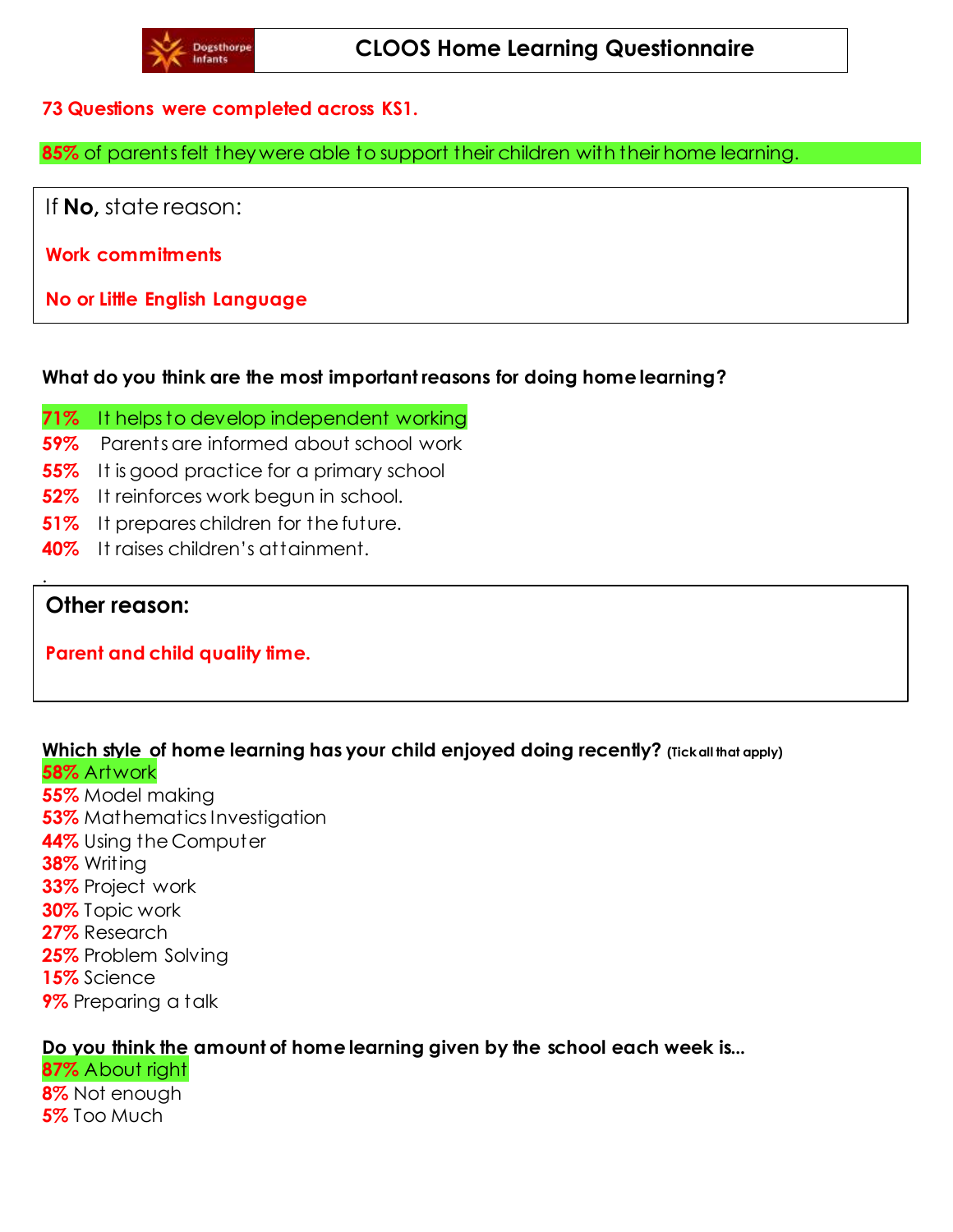# CLOOS Home Learning Questionnaire

**73 Questions were completed across KS1.**

**85%** of parents felt they were able to support their children with their home learning.

If **No,** state reason:

**Work commitments**

**No or Little English Language**

**What do you think are the most important reasons for doing home learning?**

**71%** It helps to develop independent working
**59%** Parents are informed about school work
**55%** It is good practice for a primary school
**52%** It reinforces work begun in school.
**51%** It prepares children for the future.
**40%** It raises children's attainment.

**Other reason:**

**Parent and child quality time.**

**Which style of home learning has your child enjoyed doing recently?** **(Tick all that apply)**
**58%** Artwork
**55%** Model making
**53%** Mathematics Investigation
**44%** Using the Computer
**38%** Writing
**33%** Project work
**30%** Topic work
**27%** Research
**25%** Problem Solving
**15%** Science
**9%** Preparing a talk

**Do you think the amount of home learning given by the school each week is...**
**87%** About right
**8%** Not enough
**5%** Too Much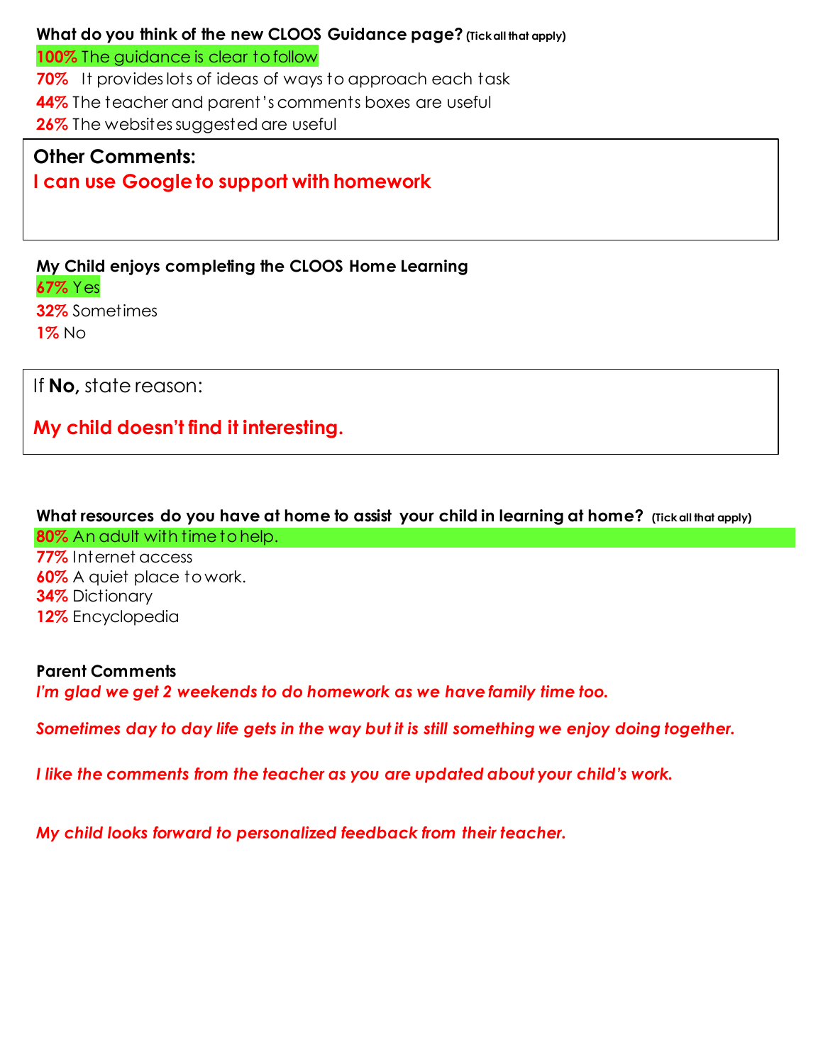**What do you think of the new CLOOS Guidance page?** **(Tick all that apply)**

**100%** The guidance is clear to follow

**70%** It provides lots of ideas of ways to approach each task

**44%** The teacher and parent's comments boxes are useful

**26%** The websites suggested are useful

**Other Comments:**

**I can use Google to support with homework**

**My Child enjoys completing the CLOOS Home Learning**

**67%** Yes

**32%** Sometimes

**1%** No

If **No,** state reason:

**My child doesn't find it interesting.**

**What resources do you have at home to assist your child in learning at home?** **(Tick all that apply)**

**80%** An adult with time to help.

**77%** Internet access

**60%** A quiet place to work.

**34%** Dictionary

**12%** Encyclopedia

**Parent Comments**

***I'm glad we get 2 weekends to do homework as we have family time too.***

***Sometimes day to day life gets in the way but it is still something we enjoy doing together.***

***I like the comments from the teacher as you are updated about your child's work.***

***My child looks forward to personalized feedback from their teacher.***